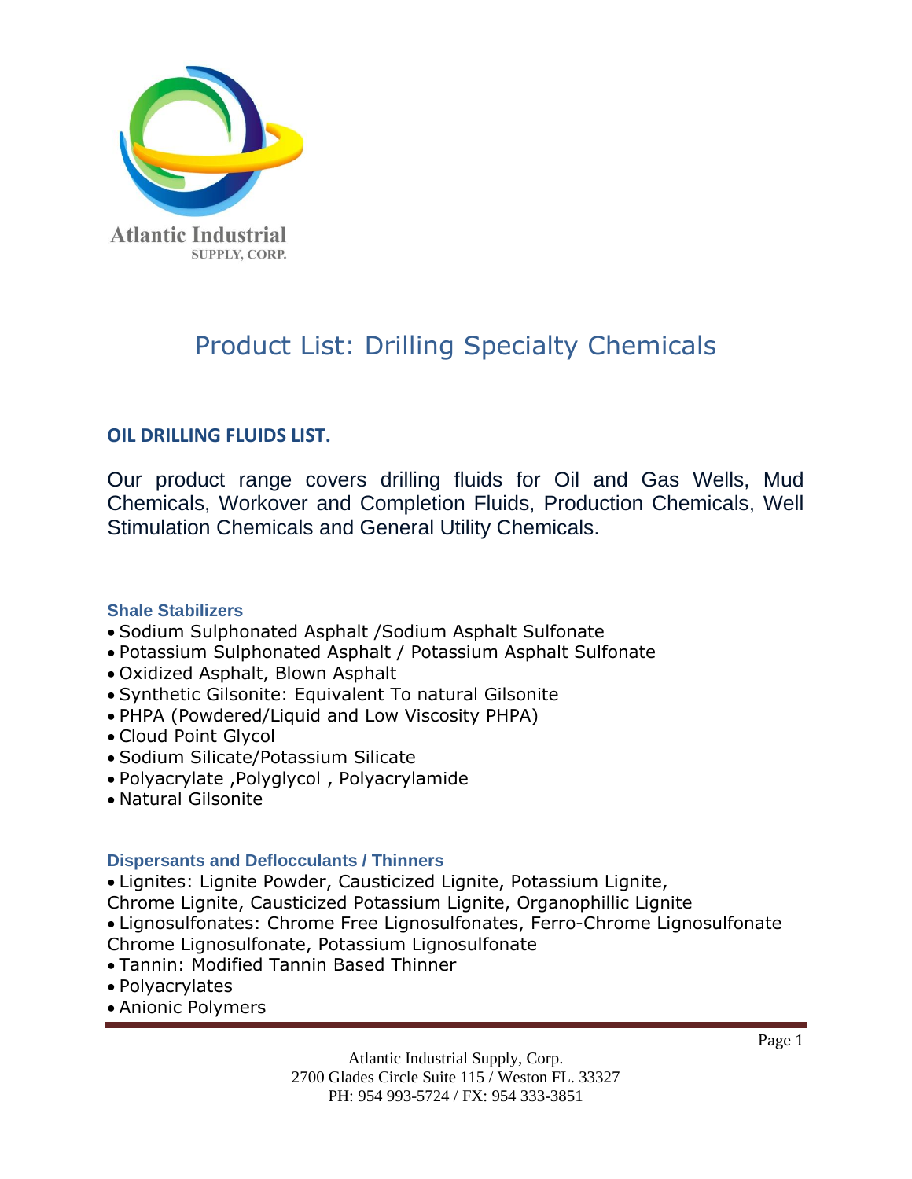Atlantic Industrial
SUPPLY, CORP.

# Product List: Drilling Specialty Chemicals

## OIL DRILLING FLUIDS LIST.

Our product range covers drilling fluids for Oil and Gas Wells, Mud Chemicals, Workover and Completion Fluids, Production Chemicals, Well Stimulation Chemicals and General Utility Chemicals.

### Shale Stabilizers

- Sodium Sulphonated Asphalt /Sodium Asphalt Sulfonate
- Potassium Sulphonated Asphalt / Potassium Asphalt Sulfonate
- Oxidized Asphalt, Blown Asphalt
- Synthetic Gilsonite: Equivalent To natural Gilsonite
- PHPA (Powdered/Liquid and Low Viscosity PHPA)
- Cloud Point Glycol
- Sodium Silicate/Potassium Silicate
- Polyacrylate ,Polyglycol , Polyacrylamide
- Natural Gilsonite

### Dispersants and Deflocculants / Thinners

- Lignites: Lignite Powder, Causticized Lignite, Potassium Lignite, Chrome Lignite, Causticized Potassium Lignite, Organophillic Lignite
- Lignosulfonates: Chrome Free Lignosulfonates, Ferro-Chrome Lignosulfonate Chrome Lignosulfonate, Potassium Lignosulfonate
- Tannin: Modified Tannin Based Thinner
- Polyacrylates
- Anionic Polymers

Atlantic Industrial Supply, Corp.
2700 Glades Circle Suite 115 / Weston FL. 33327
PH: 954 993-5724 / FX: 954 333-3851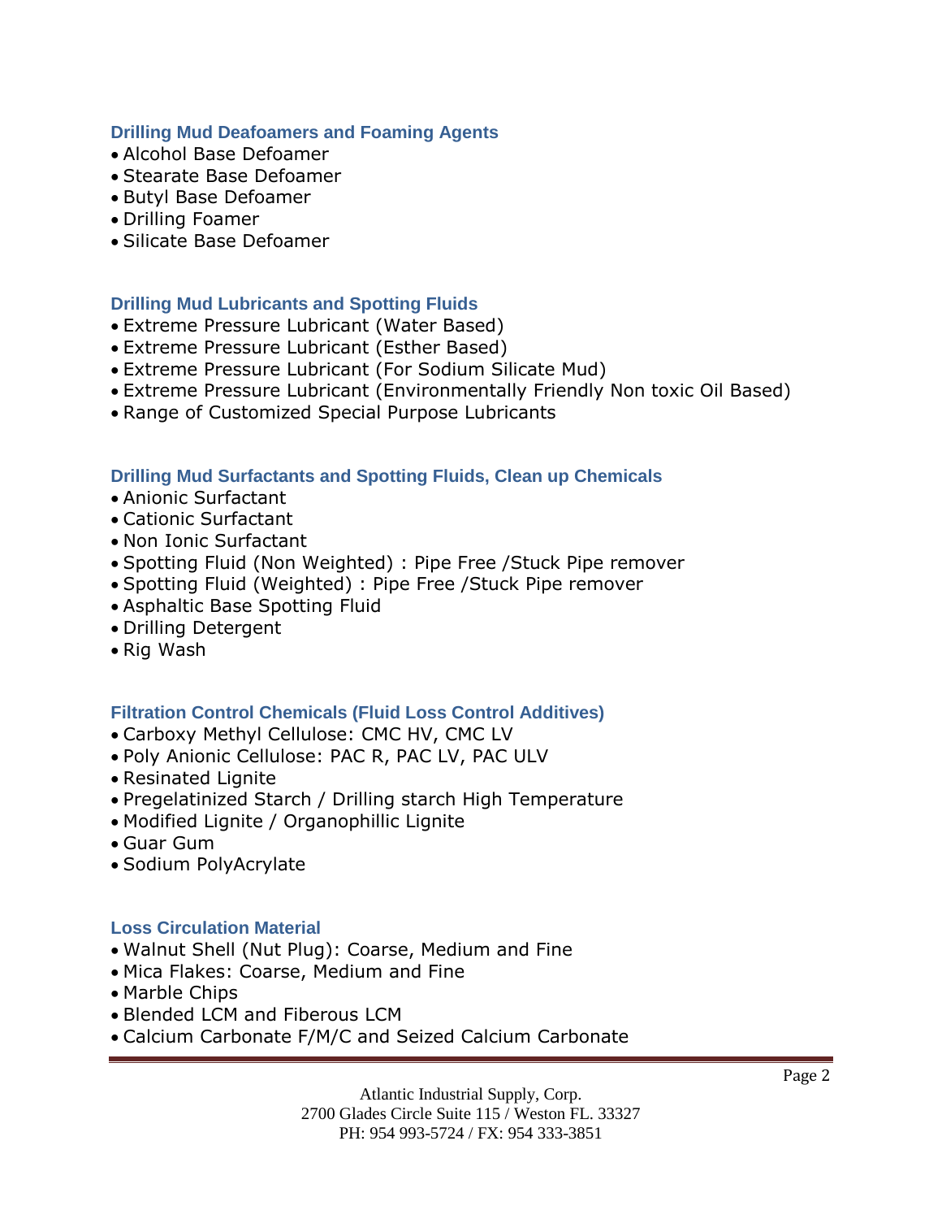### Drilling Mud Deafoamers and Foaming Agents

- Alcohol Base Defoamer
- Stearate Base Defoamer
- Butyl Base Defoamer
- Drilling Foamer
- Silicate Base Defoamer

### Drilling Mud Lubricants and Spotting Fluids

- Extreme Pressure Lubricant (Water Based)
- Extreme Pressure Lubricant (Esther Based)
- Extreme Pressure Lubricant (For Sodium Silicate Mud)
- Extreme Pressure Lubricant (Environmentally Friendly Non toxic Oil Based)
- Range of Customized Special Purpose Lubricants

### Drilling Mud Surfactants and Spotting Fluids, Clean up Chemicals

- Anionic Surfactant
- Cationic Surfactant
- Non Ionic Surfactant
- Spotting Fluid (Non Weighted) : Pipe Free /Stuck Pipe remover
- Spotting Fluid (Weighted) : Pipe Free /Stuck Pipe remover
- Asphaltic Base Spotting Fluid
- Drilling Detergent
- Rig Wash

### Filtration Control Chemicals (Fluid Loss Control Additives)

- Carboxy Methyl Cellulose: CMC HV, CMC LV
- Poly Anionic Cellulose: PAC R, PAC LV, PAC ULV
- Resinated Lignite
- Pregelatinized Starch / Drilling starch High Temperature
- Modified Lignite / Organophillic Lignite
- Guar Gum
- Sodium PolyAcrylate

### Loss Circulation Material

- Walnut Shell (Nut Plug): Coarse, Medium and Fine
- Mica Flakes: Coarse, Medium and Fine
- Marble Chips
- Blended LCM and Fiberous LCM
- Calcium Carbonate F/M/C and Seized Calcium Carbonate

Atlantic Industrial Supply, Corp.
2700 Glades Circle Suite 115 / Weston FL. 33327
PH: 954 993-5724 / FX: 954 333-3851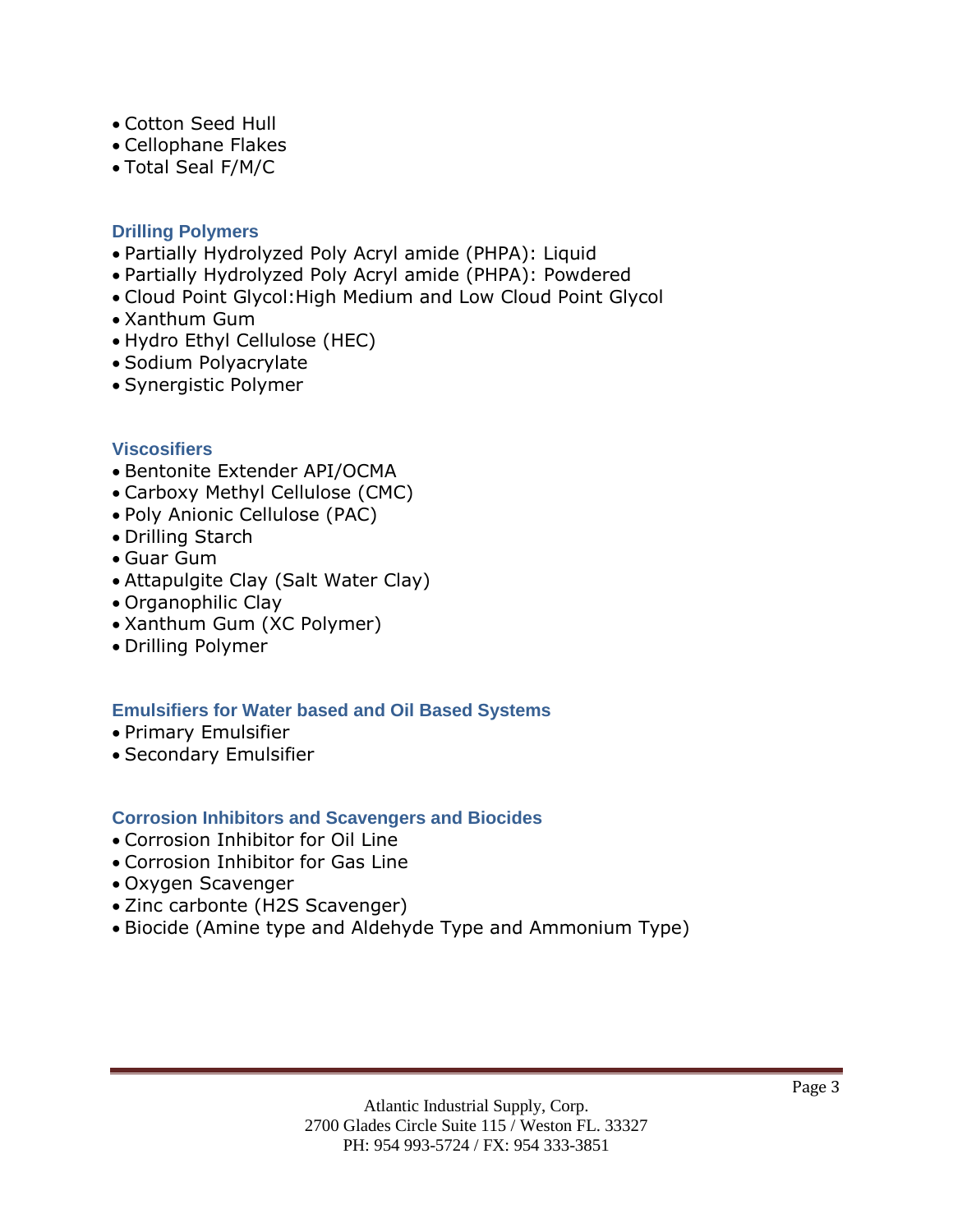- Cotton Seed Hull
- Cellophane Flakes
- Total Seal F/M/C

### Drilling Polymers

- Partially Hydrolyzed Poly Acryl amide (PHPA): Liquid
- Partially Hydrolyzed Poly Acryl amide (PHPA): Powdered
- Cloud Point Glycol:High Medium and Low Cloud Point Glycol
- Xanthum Gum
- Hydro Ethyl Cellulose (HEC)
- Sodium Polyacrylate
- Synergistic Polymer

### Viscosifiers

- Bentonite Extender API/OCMA
- Carboxy Methyl Cellulose (CMC)
- Poly Anionic Cellulose (PAC)
- Drilling Starch
- Guar Gum
- Attapulgite Clay (Salt Water Clay)
- Organophilic Clay
- Xanthum Gum (XC Polymer)
- Drilling Polymer

### Emulsifiers for Water based and Oil Based Systems

- Primary Emulsifier
- Secondary Emulsifier

### Corrosion Inhibitors and Scavengers and Biocides

- Corrosion Inhibitor for Oil Line
- Corrosion Inhibitor for Gas Line
- Oxygen Scavenger
- Zinc carbonte ($H_2S$ Scavenger)
- Biocide (Amine type and Aldehyde Type and Ammonium Type)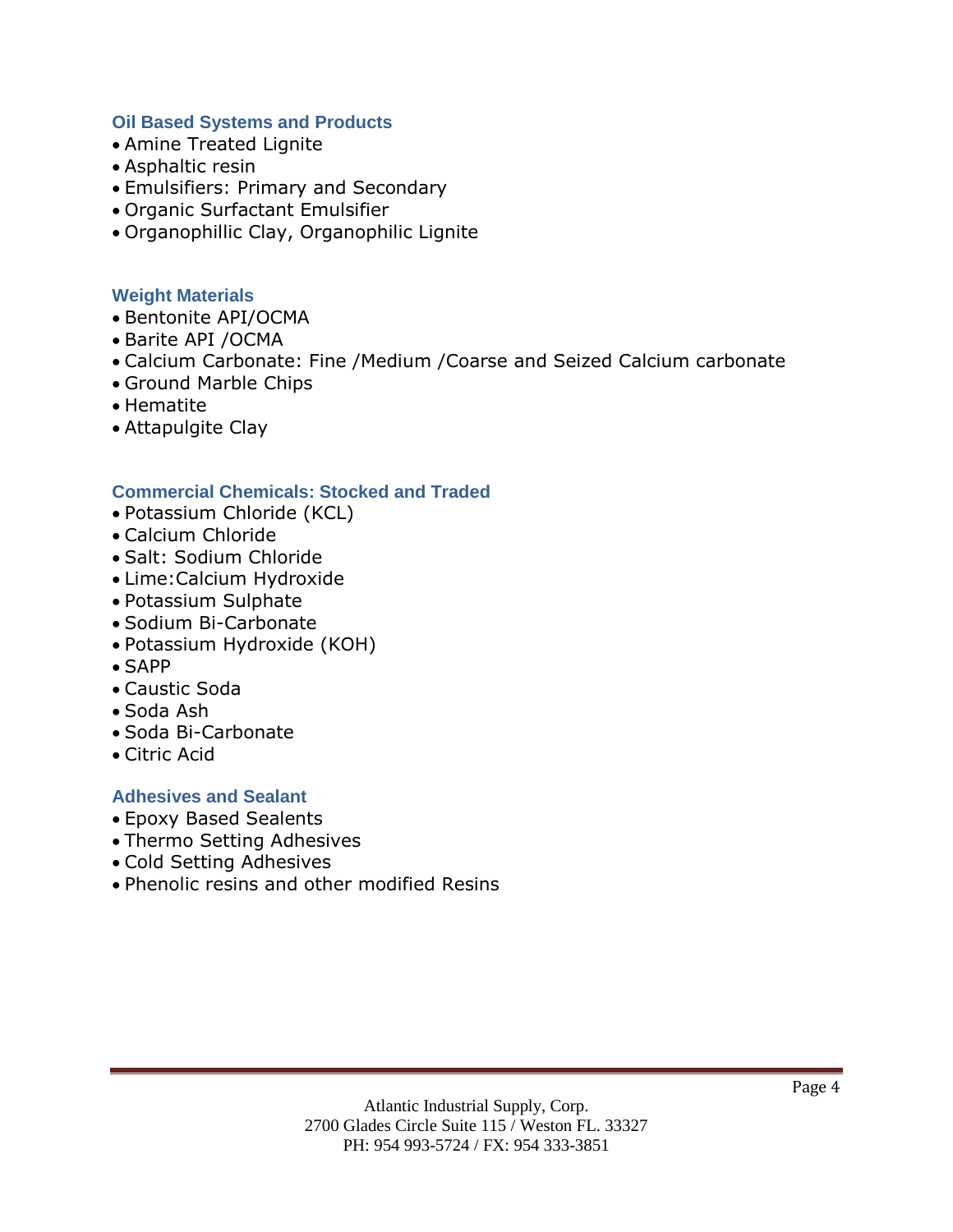### Oil Based Systems and Products

- Amine Treated Lignite
- Asphaltic resin
- Emulsifiers: Primary and Secondary
- Organic Surfactant Emulsifier
- Organophillic Clay, Organophilic Lignite

### Weight Materials

- Bentonite API/OCMA
- Barite API /OCMA
- Calcium Carbonate: Fine /Medium /Coarse and Seized Calcium carbonate
- Ground Marble Chips
- Hematite
- Attapulgite Clay

### Commercial Chemicals: Stocked and Traded

- Potassium Chloride (KCL)
- Calcium Chloride
- Salt: Sodium Chloride
- Lime:Calcium Hydroxide
- Potassium Sulphate
- Sodium Bi-Carbonate
- Potassium Hydroxide (KOH)
- SAPP
- Caustic Soda
- Soda Ash
- Soda Bi-Carbonate
- Citric Acid

### Adhesives and Sealant

- Epoxy Based Sealents
- Thermo Setting Adhesives
- Cold Setting Adhesives
- Phenolic resins and other modified Resins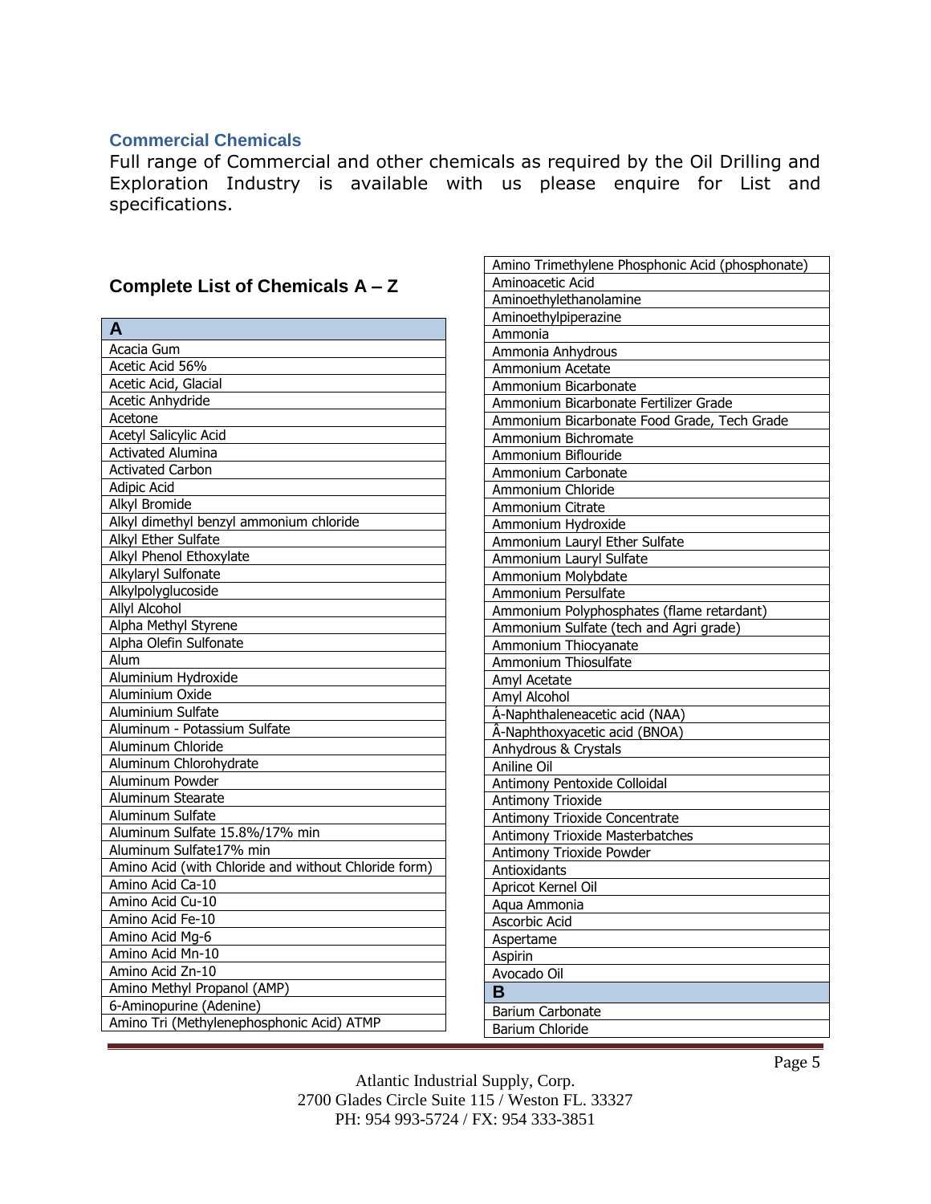## Commercial Chemicals

Full range of Commercial and other chemicals as required by the Oil Drilling and Exploration Industry is available with us please enquire for List and specifications.

### Complete List of Chemicals A – Z

| A |
|---|
| Acacia Gum |
| Acetic Acid 56% |
| Acetic Acid, Glacial |
| Acetic Anhydride |
| Acetone |
| Acetyl Salicylic Acid |
| Activated Alumina |
| Activated Carbon |
| Adipic Acid |
| Alkyl Bromide |
| Alkyl dimethyl benzyl ammonium chloride |
| Alkyl Ether Sulfate |
| Alkyl Phenol Ethoxylate |
| Alkylaryl Sulfonate |
| Alkylpolyglucoside |
| Allyl Alcohol |
| Alpha Methyl Styrene |
| Alpha Olefin Sulfonate |
| Alum |
| Aluminium Hydroxide |
| Aluminium Oxide |
| Aluminium Sulfate |
| Aluminum - Potassium Sulfate |
| Aluminum Chloride |
| Aluminum Chlorohydrate |
| Aluminum Powder |
| Aluminum Stearate |
| Aluminum Sulfate |
| Aluminum Sulfate 15.8%/17% min |
| Aluminum Sulfate17% min |
| Amino Acid (with Chloride and without Chloride form) |
| Amino Acid Ca-10 |
| Amino Acid Cu-10 |
| Amino Acid Fe-10 |
| Amino Acid Mg-6 |
| Amino Acid Mn-10 |
| Amino Acid Zn-10 |
| Amino Methyl Propanol (AMP) |
| 6-Aminopurine (Adenine) |
| Amino Tri (Methylenephosphonic Acid) ATMP |
| Amino Trimethylene Phosphonic Acid (phosphonate) |
| Aminoacetic Acid |
| Aminoethylethanolamine |
| Aminoethylpiperazine |
| Ammonia |
| Ammonia Anhydrous |
| Ammonium Acetate |
| Ammonium Bicarbonate |
| Ammonium Bicarbonate Fertilizer Grade |
| Ammonium Bicarbonate Food Grade, Tech Grade |
| Ammonium Bichromate |
| Ammonium Biflouride |
| Ammonium Carbonate |
| Ammonium Chloride |
| Ammonium Citrate |
| Ammonium Hydroxide |
| Ammonium Lauryl Ether Sulfate |
| Ammonium Lauryl Sulfate |
| Ammonium Molybdate |
| Ammonium Persulfate |
| Ammonium Polyphosphates (flame retardant) |
| Ammonium Sulfate (tech and Agri grade) |
| Ammonium Thiocyanate |
| Ammonium Thiosulfate |
| Amyl Acetate |
| Amyl Alcohol |
| Â-Naphthaleneacetic acid (NAA) |
| Â-Naphthoxyacetic acid (BNOA) |
| Anhydrous & Crystals |
| Aniline Oil |
| Antimony Pentoxide Colloidal |
| Antimony Trioxide |
| Antimony Trioxide Concentrate |
| Antimony Trioxide Masterbatches |
| Antimony Trioxide Powder |
| Antioxidants |
| Apricot Kernel Oil |
| Aqua Ammonia |
| Ascorbic Acid |
| Aspertame |
| Aspirin |
| Avocado Oil |
| **B** |
| Barium Carbonate |
| Barium Chloride |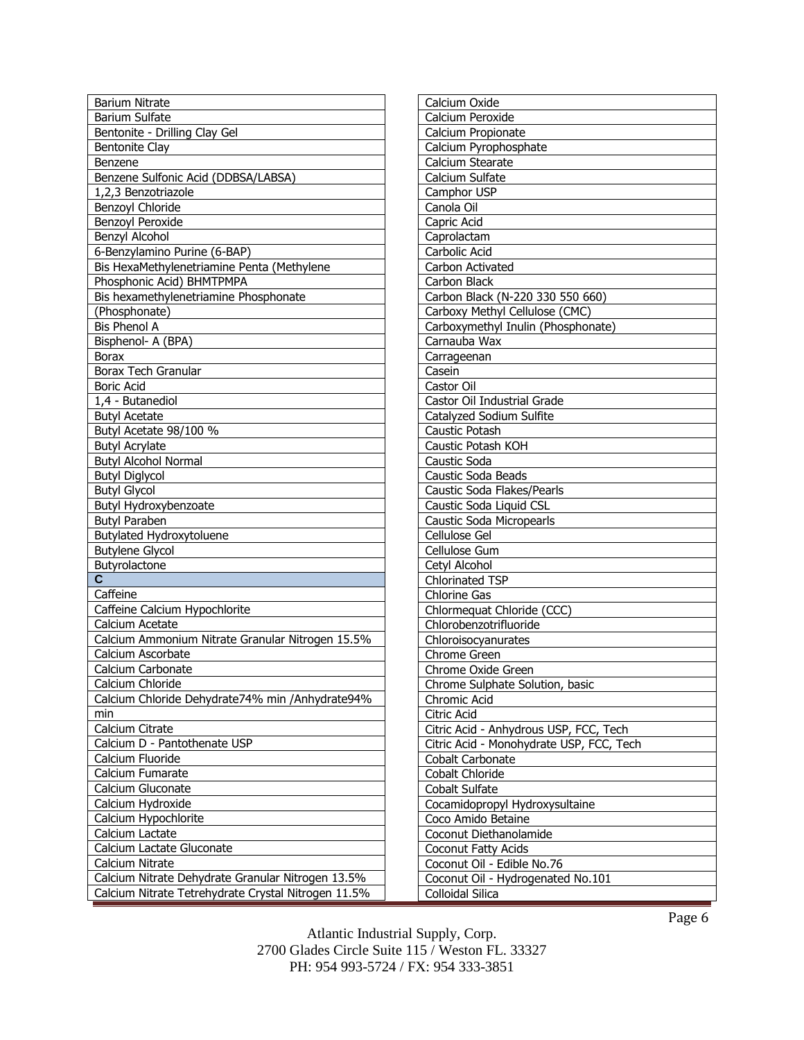| |
|---|
| Barium Nitrate |
| Barium Sulfate |
| Bentonite - Drilling Clay Gel |
| Bentonite Clay |
| Benzene |
| Benzene Sulfonic Acid (DDBSA/LABSA) |
| 1,2,3 Benzotriazole |
| Benzoyl Chloride |
| Benzoyl Peroxide |
| Benzyl Alcohol |
| 6-Benzylamino Purine (6-BAP) |
| Bis HexaMethylenetriamine Penta (Methylene Phosphonic Acid) BHMTPMPA |
| Bis hexamethylenetriamine Phosphonate (Phosphonate) |
| Bis Phenol A |
| Bisphenol- A (BPA) |
| Borax |
| Borax Tech Granular |
| Boric Acid |
| 1,4 - Butanediol |
| Butyl Acetate |
| Butyl Acetate 98/100 % |
| Butyl Acrylate |
| Butyl Alcohol Normal |
| Butyl Diglycol |
| Butyl Glycol |
| Butyl Hydroxybenzoate |
| Butyl Paraben |
| Butylated Hydroxytoluene |
| Butylene Glycol |
| Butyrolactone |
| **C** |
| Caffeine |
| Caffeine Calcium Hypochlorite |
| Calcium Acetate |
| Calcium Ammonium Nitrate Granular Nitrogen 15.5% |
| Calcium Ascorbate |
| Calcium Carbonate |
| Calcium Chloride |
| Calcium Chloride Dehydrate74% min /Anhydrate94% min |
| Calcium Citrate |
| Calcium D - Pantothenate USP |
| Calcium Fluoride |
| Calcium Fumarate |
| Calcium Gluconate |
| Calcium Hydroxide |
| Calcium Hypochlorite |
| Calcium Lactate |
| Calcium Lactate Gluconate |
| Calcium Nitrate |
| Calcium Nitrate Dehydrate Granular Nitrogen 13.5% |
| Calcium Nitrate Tetrehydrate Crystal Nitrogen 11.5% |
| Calcium Oxide |
| Calcium Peroxide |
| Calcium Propionate |
| Calcium Pyrophosphate |
| Calcium Stearate |
| Calcium Sulfate |
| Camphor USP |
| Canola Oil |
| Capric Acid |
| Caprolactam |
| Carbolic Acid |
| Carbon Activated |
| Carbon Black |
| Carbon Black (N-220 330 550 660) |
| Carboxy Methyl Cellulose (CMC) |
| Carboxymethyl Inulin (Phosphonate) |
| Carnauba Wax |
| Carrageenan |
| Casein |
| Castor Oil |
| Castor Oil Industrial Grade |
| Catalyzed Sodium Sulfite |
| Caustic Potash |
| Caustic Potash KOH |
| Caustic Soda |
| Caustic Soda Beads |
| Caustic Soda Flakes/Pearls |
| Caustic Soda Liquid CSL |
| Caustic Soda Micropearls |
| Cellulose Gel |
| Cellulose Gum |
| Cetyl Alcohol |
| Chlorinated TSP |
| Chlorine Gas |
| Chlormequat Chloride (CCC) |
| Chlorobenzotrifluoride |
| Chloroisocyanurates |
| Chrome Green |
| Chrome Oxide Green |
| Chrome Sulphate Solution, basic |
| Chromic Acid |
| Citric Acid |
| Citric Acid - Anhydrous USP, FCC, Tech |
| Citric Acid - Monohydrate USP, FCC, Tech |
| Cobalt Carbonate |
| Cobalt Chloride |
| Cobalt Sulfate |
| Cocamidopropyl Hydroxysultaine |
| Coco Amido Betaine |
| Coconut Diethanolamide |
| Coconut Fatty Acids |
| Coconut Oil - Edible No.76 |
| Coconut Oil - Hydrogenated No.101 |
| Colloidal Silica |

Atlantic Industrial Supply, Corp.
2700 Glades Circle Suite 115 / Weston FL. 33327
PH: 954 993-5724 / FX: 954 333-3851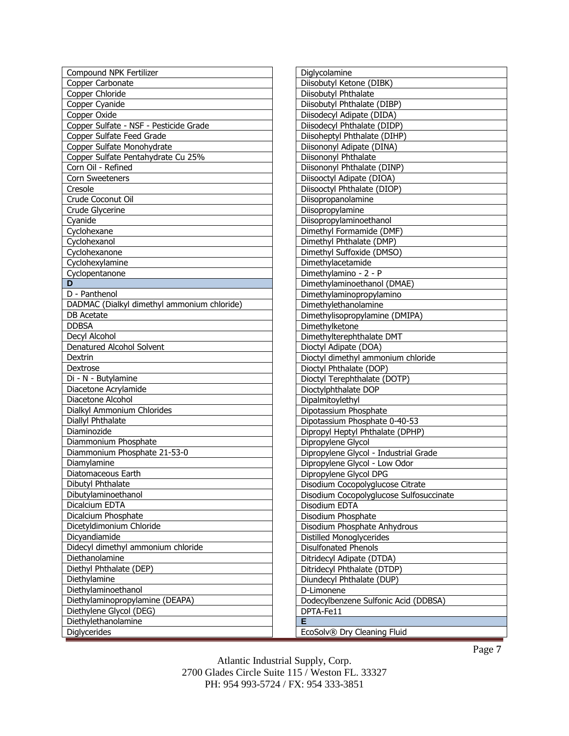| |
|---|
| Compound NPK Fertilizer |
| Copper Carbonate |
| Copper Chloride |
| Copper Cyanide |
| Copper Oxide |
| Copper Sulfate - NSF - Pesticide Grade |
| Copper Sulfate Feed Grade |
| Copper Sulfate Monohydrate |
| Copper Sulfate Pentahydrate Cu 25% |
| Corn Oil - Refined |
| Corn Sweeteners |
| Cresole |
| Crude Coconut Oil |
| Crude Glycerine |
| Cyanide |
| Cyclohexane |
| Cyclohexanol |
| Cyclohexanone |
| Cyclohexylamine |
| Cyclopentanone |
| **D** |
| D - Panthenol |
| DADMAC (Dialkyl dimethyl ammonium chloride) |
| DB Acetate |
| DDBSA |
| Decyl Alcohol |
| Denatured Alcohol Solvent |
| Dextrin |
| Dextrose |
| Di - N - Butylamine |
| Diacetone Acrylamide |
| Diacetone Alcohol |
| Dialkyl Ammonium Chlorides |
| Diallyl Phthalate |
| Diaminozide |
| Diammonium Phosphate |
| Diammonium Phosphate 21-53-0 |
| Diamylamine |
| Diatomaceous Earth |
| Dibutyl Phthalate |
| Dibutylaminoethanol |
| Dicalcium EDTA |
| Dicalcium Phosphate |
| Dicetyldimonium Chloride |
| Dicyandiamide |
| Didecyl dimethyl ammonium chloride |
| Diethanolamine |
| Diethyl Phthalate (DEP) |
| Diethylamine |
| Diethylaminoethanol |
| Diethylaminopropylamine (DEAPA) |
| Diethylene Glycol (DEG) |
| Diethylethanolamine |
| Diglycerides |

| |
|---|
| Diglycolamine |
| Diisobutyl Ketone (DIBK) |
| Diisobutyl Phthalate |
| Diisobutyl Phthalate (DIBP) |
| Diisodecyl Adipate (DIDA) |
| Diisodecyl Phthalate (DIDP) |
| Diisoheptyl Phthalate (DIHP) |
| Diisononyl Adipate (DINA) |
| Diisononyl Phthalate |
| Diisononyl Phthalate (DINP) |
| Diisooctyl Adipate (DIOA) |
| Diisooctyl Phthalate (DIOP) |
| Diisopropanolamine |
| Diisopropylamine |
| Diisopropylaminoethanol |
| Dimethyl Formamide (DMF) |
| Dimethyl Phthalate (DMP) |
| Dimethyl Suffoxide (DMSO) |
| Dimethylacetamide |
| Dimethylamino - 2 - P |
| Dimethylaminoethanol (DMAE) |
| Dimethylaminopropylamino |
| Dimethylethanolamine |
| Dimethylisopropylamine (DMIPA) |
| Dimethylketone |
| Dimethylterephthalate DMT |
| Dioctyl Adipate (DOA) |
| Dioctyl dimethyl ammonium chloride |
| Dioctyl Phthalate (DOP) |
| Dioctyl Terephthalate (DOTP) |
| Dioctylphthalate DOP |
| Dipalmitoylethyl |
| Dipotassium Phosphate |
| Dipotassium Phosphate 0-40-53 |
| Dipropyl Heptyl Phthalate (DPHP) |
| Dipropylene Glycol |
| Dipropylene Glycol - Industrial Grade |
| Dipropylene Glycol - Low Odor |
| Dipropylene Glycol DPG |
| Disodium Cocopolyglucose Citrate |
| Disodium Cocopolyglucose Sulfosuccinate |
| Disodium EDTA |
| Disodium Phosphate |
| Disodium Phosphate Anhydrous |
| Distilled Monoglycerides |
| Disulfonated Phenols |
| Ditridecyl Adipate (DTDA) |
| Ditridecyl Phthalate (DTDP) |
| Diundecyl Phthalate (DUP) |
| D-Limonene |
| Dodecylbenzene Sulfonic Acid (DDBSA) |
| DPTA-Fe11 |
| **E** |
| EcoSolv® Dry Cleaning Fluid |

Atlantic Industrial Supply, Corp.
2700 Glades Circle Suite 115 / Weston FL. 33327
PH: 954 993-5724 / FX: 954 333-3851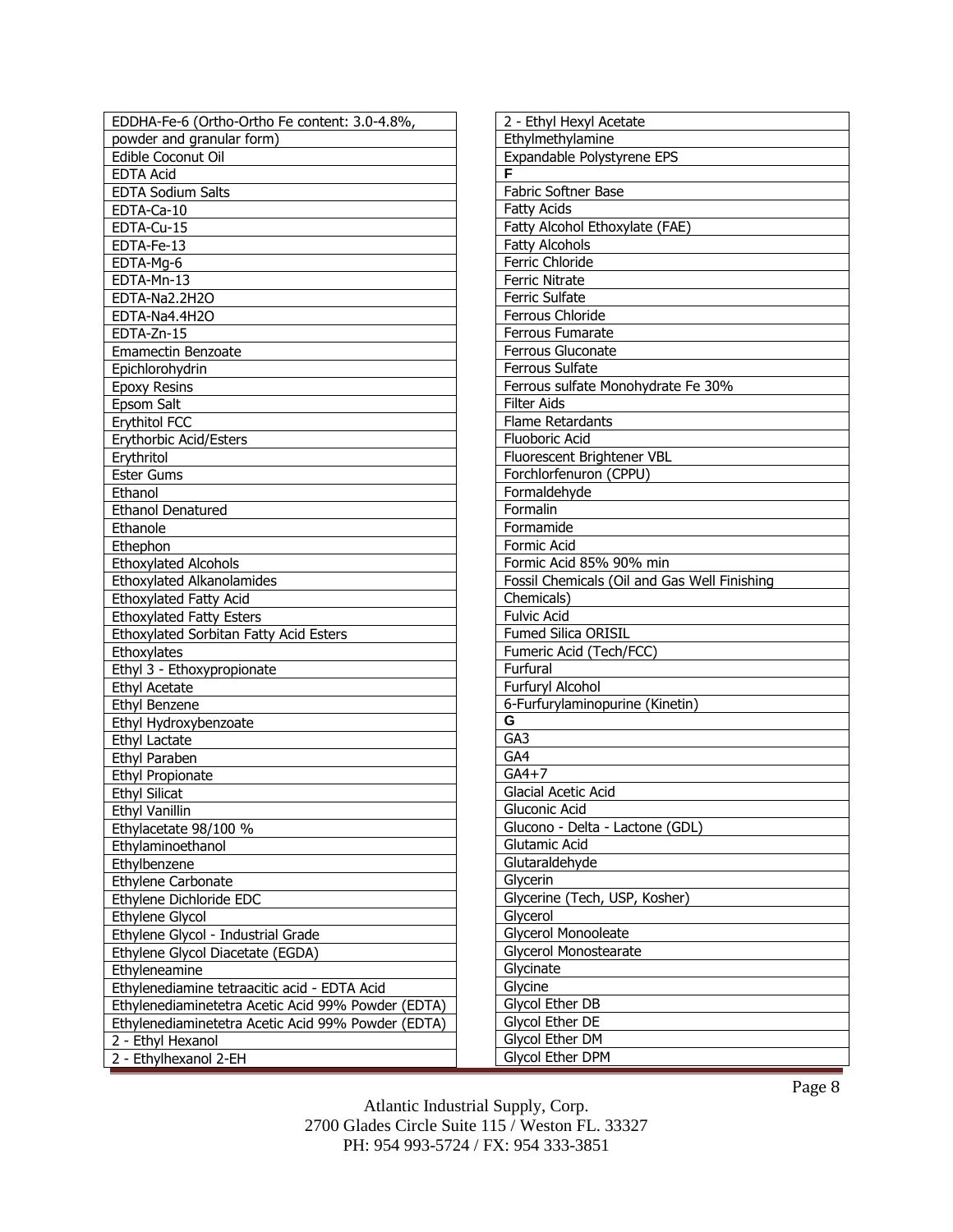| |
|---|
| EDDHA-Fe-6 (Ortho-Ortho Fe content: 3.0-4.8%, powder and granular form) |
| Edible Coconut Oil |
| EDTA Acid |
| EDTA Sodium Salts |
| EDTA-Ca-10 |
| EDTA-Cu-15 |
| EDTA-Fe-13 |
| EDTA-Mg-6 |
| EDTA-Mn-13 |
| EDTA-Na2.2H2O |
| EDTA-Na4.4H2O |
| EDTA-Zn-15 |
| Emamectin Benzoate |
| Epichlorohydrin |
| Epoxy Resins |
| Epsom Salt |
| Erythitol FCC |
| Erythorbic Acid/Esters |
| Erythritol |
| Ester Gums |
| Ethanol |
| Ethanol Denatured |
| Ethanole |
| Ethephon |
| Ethoxylated Alcohols |
| Ethoxylated Alkanolamides |
| Ethoxylated Fatty Acid |
| Ethoxylated Fatty Esters |
| Ethoxylated Sorbitan Fatty Acid Esters |
| Ethoxylates |
| Ethyl 3 - Ethoxypropionate |
| Ethyl Acetate |
| Ethyl Benzene |
| Ethyl Hydroxybenzoate |
| Ethyl Lactate |
| Ethyl Paraben |
| Ethyl Propionate |
| Ethyl Silicat |
| Ethyl Vanillin |
| Ethylacetate 98/100 % |
| Ethylaminoethanol |
| Ethylbenzene |
| Ethylene Carbonate |
| Ethylene Dichloride EDC |
| Ethylene Glycol |
| Ethylene Glycol - Industrial Grade |
| Ethylene Glycol Diacetate (EGDA) |
| Ethyleneamine |
| Ethylenediamine tetraacitic acid - EDTA Acid |
| Ethylenediaminetetra Acetic Acid 99% Powder (EDTA) |
| Ethylenediaminetetra Acetic Acid 99% Powder (EDTA) |
| 2 - Ethyl Hexanol |
| 2 - Ethylhexanol 2-EH |

| |
|---|
| 2 - Ethyl Hexyl Acetate |
| Ethylmethylamine |
| Expandable Polystyrene EPS |
| **F** |
| Fabric Softner Base |
| Fatty Acids |
| Fatty Alcohol Ethoxylate (FAE) |
| Fatty Alcohols |
| Ferric Chloride |
| Ferric Nitrate |
| Ferric Sulfate |
| Ferrous Chloride |
| Ferrous Fumarate |
| Ferrous Gluconate |
| Ferrous Sulfate |
| Ferrous sulfate Monohydrate Fe 30% |
| Filter Aids |
| Flame Retardants |
| Fluoboric Acid |
| Fluorescent Brightener VBL |
| Forchlorfenuron (CPPU) |
| Formaldehyde |
| Formalin |
| Formamide |
| Formic Acid |
| Formic Acid 85% 90% min |
| Fossil Chemicals (Oil and Gas Well Finishing Chemicals) |
| Fulvic Acid |
| Fumed Silica ORISIL |
| Fumeric Acid (Tech/FCC) |
| Furfural |
| Furfuryl Alcohol |
| 6-Furfurylaminopurine (Kinetin) |
| **G** |
| GA3 |
| GA4 |
| GA4+7 |
| Glacial Acetic Acid |
| Gluconic Acid |
| Glucono - Delta - Lactone (GDL) |
| Glutamic Acid |
| Glutaraldehyde |
| Glycerin |
| Glycerine (Tech, USP, Kosher) |
| Glycerol |
| Glycerol Monooleate |
| Glycerol Monostearate |
| Glycinate |
| Glycine |
| Glycol Ether DB |
| Glycol Ether DE |
| Glycol Ether DM |
| Glycol Ether DPM |

Atlantic Industrial Supply, Corp.
2700 Glades Circle Suite 115 / Weston FL. 33327
PH: 954 993-5724 / FX: 954 333-3851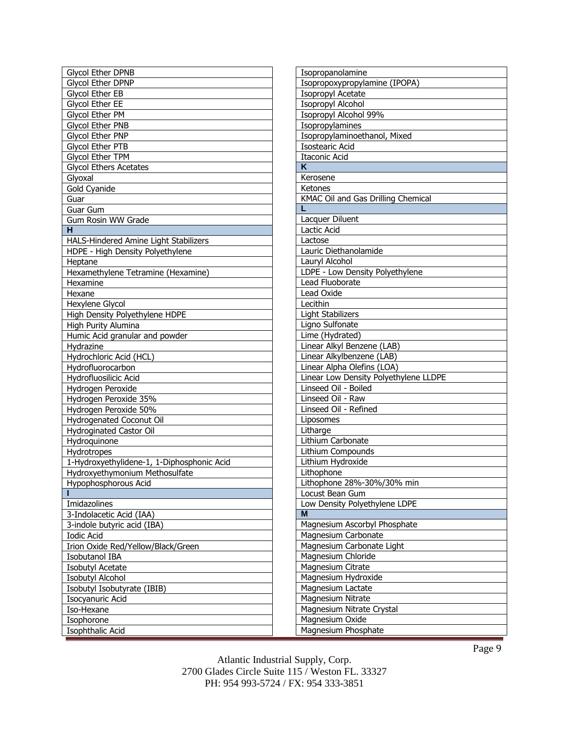| |
|---|
| Glycol Ether DPNB |
| Glycol Ether DPNP |
| Glycol Ether EB |
| Glycol Ether EE |
| Glycol Ether PM |
| Glycol Ether PNB |
| Glycol Ether PNP |
| Glycol Ether PTB |
| Glycol Ether TPM |
| Glycol Ethers Acetates |
| Glyoxal |
| Gold Cyanide |
| Guar |
| Guar Gum |
| Gum Rosin WW Grade |
| **H** |
| HALS-Hindered Amine Light Stabilizers |
| HDPE - High Density Polyethylene |
| Heptane |
| Hexamethylene Tetramine (Hexamine) |
| Hexamine |
| Hexane |
| Hexylene Glycol |
| High Density Polyethylene HDPE |
| High Purity Alumina |
| Humic Acid granular and powder |
| Hydrazine |
| Hydrochloric Acid (HCL) |
| Hydrofluorocarbon |
| Hydrofluosilicic Acid |
| Hydrogen Peroxide |
| Hydrogen Peroxide 35% |
| Hydrogen Peroxide 50% |
| Hydrogenated Coconut Oil |
| Hydroginated Castor Oil |
| Hydroquinone |
| Hydrotropes |
| 1-Hydroxyethylidene-1, 1-Diphosphonic Acid |
| Hydroxyethymonium Methosulfate |
| Hypophosphorous Acid |
| **I** |
| Imidazolines |
| 3-Indolacetic Acid (IAA) |
| 3-indole butyric acid (IBA) |
| Iodic Acid |
| Irion Oxide Red/Yellow/Black/Green |
| Isobutanol IBA |
| Isobutyl Acetate |
| Isobutyl Alcohol |
| Isobutyl Isobutyrate (IBIB) |
| Isocyanuric Acid |
| Iso-Hexane |
| Isophorone |
| Isophthalic Acid |
| Isopropanolamine |
| Isopropoxypropylamine (IPOPA) |
| Isopropyl Acetate |
| Isopropyl Alcohol |
| Isopropyl Alcohol 99% |
| Isopropylamines |
| Isopropylaminoethanol, Mixed |
| Isostearic Acid |
| Itaconic Acid |
| **K** |
| Kerosene |
| Ketones |
| KMAC Oil and Gas Drilling Chemical |
| **L** |
| Lacquer Diluent |
| Lactic Acid |
| Lactose |
| Lauric Diethanolamide |
| Lauryl Alcohol |
| LDPE - Low Density Polyethylene |
| Lead Fluoborate |
| Lead Oxide |
| Lecithin |
| Light Stabilizers |
| Ligno Sulfonate |
| Lime (Hydrated) |
| Linear Alkyl Benzene (LAB) |
| Linear Alkylbenzene (LAB) |
| Linear Alpha Olefins (LOA) |
| Linear Low Density Polyethylene LLDPE |
| Linseed Oil - Boiled |
| Linseed Oil - Raw |
| Linseed Oil - Refined |
| Liposomes |
| Litharge |
| Lithium Carbonate |
| Lithium Compounds |
| Lithium Hydroxide |
| Lithophone |
| Lithophone 28%-30%/30% min |
| Locust Bean Gum |
| Low Density Polyethylene LDPE |
| **M** |
| Magnesium Ascorbyl Phosphate |
| Magnesium Carbonate |
| Magnesium Carbonate Light |
| Magnesium Chloride |
| Magnesium Citrate |
| Magnesium Hydroxide |
| Magnesium Lactate |
| Magnesium Nitrate |
| Magnesium Nitrate Crystal |
| Magnesium Oxide |
| Magnesium Phosphate |

Atlantic Industrial Supply, Corp.
2700 Glades Circle Suite 115 / Weston FL. 33327
PH: 954 993-5724 / FX: 954 333-3851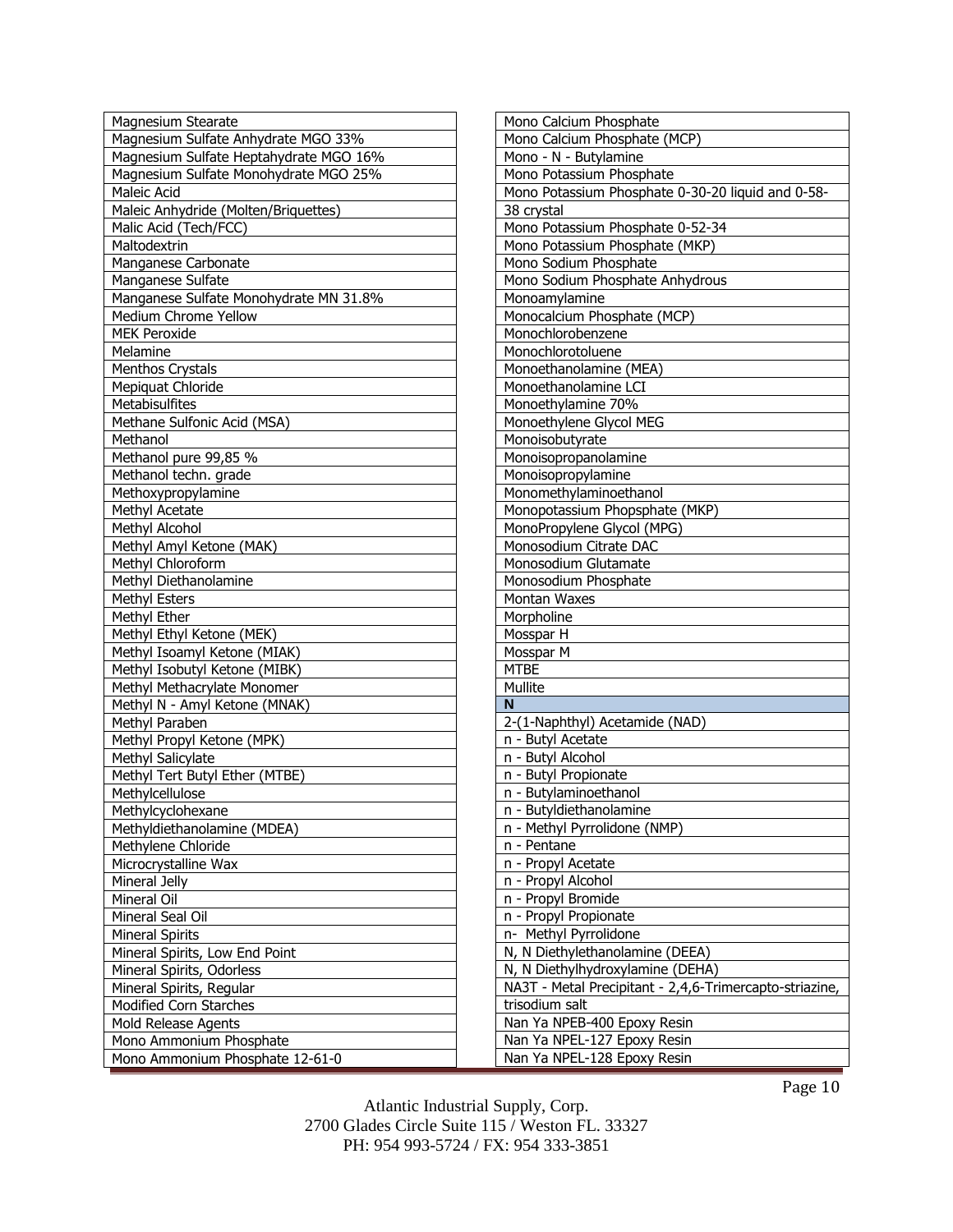| |
|---|
| Magnesium Stearate |
| Magnesium Sulfate Anhydrate MGO 33% |
| Magnesium Sulfate Heptahydrate MGO 16% |
| Magnesium Sulfate Monohydrate MGO 25% |
| Maleic Acid |
| Maleic Anhydride (Molten/Briquettes) |
| Malic Acid (Tech/FCC) |
| Maltodextrin |
| Manganese Carbonate |
| Manganese Sulfate |
| Manganese Sulfate Monohydrate MN 31.8% |
| Medium Chrome Yellow |
| MEK Peroxide |
| Melamine |
| Menthos Crystals |
| Mepiquat Chloride |
| Metabisulfites |
| Methane Sulfonic Acid (MSA) |
| Methanol |
| Methanol pure 99,85 % |
| Methanol techn. grade |
| Methoxypropylamine |
| Methyl Acetate |
| Methyl Alcohol |
| Methyl Amyl Ketone (MAK) |
| Methyl Chloroform |
| Methyl Diethanolamine |
| Methyl Esters |
| Methyl Ether |
| Methyl Ethyl Ketone (MEK) |
| Methyl Isoamyl Ketone (MIAK) |
| Methyl Isobutyl Ketone (MIBK) |
| Methyl Methacrylate Monomer |
| Methyl N - Amyl Ketone (MNAK) |
| Methyl Paraben |
| Methyl Propyl Ketone (MPK) |
| Methyl Salicylate |
| Methyl Tert Butyl Ether (MTBE) |
| Methylcellulose |
| Methylcyclohexane |
| Methyldiethanolamine (MDEA) |
| Methylene Chloride |
| Microcrystalline Wax |
| Mineral Jelly |
| Mineral Oil |
| Mineral Seal Oil |
| Mineral Spirits |
| Mineral Spirits, Low End Point |
| Mineral Spirits, Odorless |
| Mineral Spirits, Regular |
| Modified Corn Starches |
| Mold Release Agents |
| Mono Ammonium Phosphate |
| Mono Ammonium Phosphate 12-61-0 |

| |
|---|
| Mono Calcium Phosphate |
| Mono Calcium Phosphate (MCP) |
| Mono - N - Butylamine |
| Mono Potassium Phosphate |
| Mono Potassium Phosphate 0-30-20 liquid and 0-58-38 crystal |
| Mono Potassium Phosphate 0-52-34 |
| Mono Potassium Phosphate (MKP) |
| Mono Sodium Phosphate |
| Mono Sodium Phosphate Anhydrous |
| Monoamylamine |
| Monocalcium Phosphate (MCP) |
| Monochlorobenzene |
| Monochlorotoluene |
| Monoethanolamine (MEA) |
| Monoethanolamine LCI |
| Monoethylamine 70% |
| Monoethylene Glycol MEG |
| Monoisobutyrate |
| Monoisopropanolamine |
| Monoisopropylamine |
| Monomethylaminoethanol |
| Monopotassium Phopsphate (MKP) |
| MonoPropylene Glycol (MPG) |
| Monosodium Citrate DAC |
| Monosodium Glutamate |
| Monosodium Phosphate |
| Montan Waxes |
| Morpholine |
| Mosspar H |
| Mosspar M |
| MTBE |
| Mullite |
| **N** |
| 2-(1-Naphthyl) Acetamide (NAD) |
| n - Butyl Acetate |
| n - Butyl Alcohol |
| n - Butyl Propionate |
| n - Butylaminoethanol |
| n - Butyldiethanolamine |
| n - Methyl Pyrrolidone (NMP) |
| n - Pentane |
| n - Propyl Acetate |
| n - Propyl Alcohol |
| n - Propyl Bromide |
| n - Propyl Propionate |
| n- Methyl Pyrrolidone |
| N, N Diethylethanolamine (DEEA) |
| N, N Diethylhydroxylamine (DEHA) |
| NA3T - Metal Precipitant - 2,4,6-Trimercapto-striazine, trisodium salt |
| Nan Ya NPEB-400 Epoxy Resin |
| Nan Ya NPEL-127 Epoxy Resin |
| Nan Ya NPEL-128 Epoxy Resin |

Atlantic Industrial Supply, Corp.
2700 Glades Circle Suite 115 / Weston FL. 33327
PH: 954 993-5724 / FX: 954 333-3851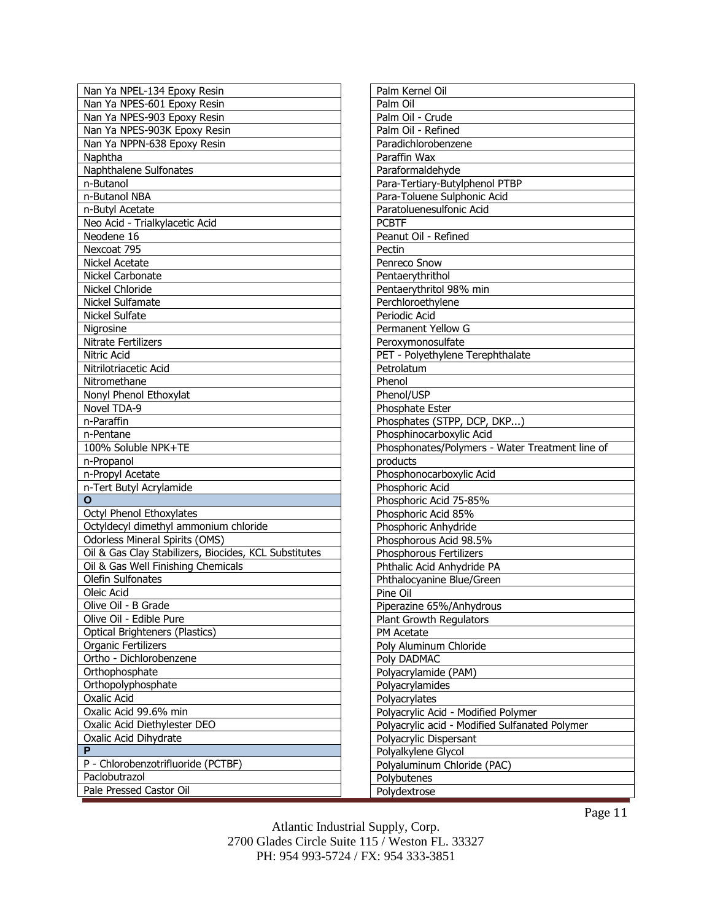| |
|---|
| Nan Ya NPEL-134 Epoxy Resin |
| Nan Ya NPES-601 Epoxy Resin |
| Nan Ya NPES-903 Epoxy Resin |
| Nan Ya NPES-903K Epoxy Resin |
| Nan Ya NPPN-638 Epoxy Resin |
| Naphtha |
| Naphthalene Sulfonates |
| n-Butanol |
| n-Butanol NBA |
| n-Butyl Acetate |
| Neo Acid - Trialkylacetic Acid |
| Neodene 16 |
| Nexcoat 795 |
| Nickel Acetate |
| Nickel Carbonate |
| Nickel Chloride |
| Nickel Sulfamate |
| Nickel Sulfate |
| Nigrosine |
| Nitrate Fertilizers |
| Nitric Acid |
| Nitrilotriacetic Acid |
| Nitromethane |
| Nonyl Phenol Ethoxylat |
| Novel TDA-9 |
| n-Paraffin |
| n-Pentane |
| 100% Soluble NPK+TE |
| n-Propanol |
| n-Propyl Acetate |
| n-Tert Butyl Acrylamide |
| **O** |
| Octyl Phenol Ethoxylates |
| Octyldecyl dimethyl ammonium chloride |
| Odorless Mineral Spirits (OMS) |
| Oil & Gas Clay Stabilizers, Biocides, KCL Substitutes |
| Oil & Gas Well Finishing Chemicals |
| Olefin Sulfonates |
| Oleic Acid |
| Olive Oil - B Grade |
| Olive Oil - Edible Pure |
| Optical Brighteners (Plastics) |
| Organic Fertilizers |
| Ortho - Dichlorobenzene |
| Orthophosphate |
| Orthopolyphosphate |
| Oxalic Acid |
| Oxalic Acid 99.6% min |
| Oxalic Acid Diethylester DEO |
| Oxalic Acid Dihydrate |
| **P** |
| P - Chlorobenzotrifluoride (PCTBF) |
| Paclobutrazol |
| Pale Pressed Castor Oil |

| |
|---|
| Palm Kernel Oil |
| Palm Oil |
| Palm Oil - Crude |
| Palm Oil - Refined |
| Paradichlorobenzene |
| Paraffin Wax |
| Paraformaldehyde |
| Para-Tertiary-Butylphenol PTBP |
| Para-Toluene Sulphonic Acid |
| Paratoluenesulfonic Acid |
| PCBTF |
| Peanut Oil - Refined |
| Pectin |
| Penreco Snow |
| Pentaerythrithol |
| Pentaerythritol 98% min |
| Perchloroethylene |
| Periodic Acid |
| Permanent Yellow G |
| Peroxymonosulfate |
| PET - Polyethylene Terephthalate |
| Petrolatum |
| Phenol |
| Phenol/USP |
| Phosphate Ester |
| Phosphates (STPP, DCP, DKP...) |
| Phosphinocarboxylic Acid |
| Phosphonates/Polymers - Water Treatment line of products |
| Phosphonocarboxylic Acid |
| Phosphoric Acid |
| Phosphoric Acid 75-85% |
| Phosphoric Acid 85% |
| Phosphoric Anhydride |
| Phosphorous Acid 98.5% |
| Phosphorous Fertilizers |
| Phthalic Acid Anhydride PA |
| Phthalocyanine Blue/Green |
| Pine Oil |
| Piperazine 65%/Anhydrous |
| Plant Growth Regulators |
| PM Acetate |
| Poly Aluminum Chloride |
| Poly DADMAC |
| Polyacrylamide (PAM) |
| Polyacrylamides |
| Polyacrylates |
| Polyacrylic Acid - Modified Polymer |
| Polyacrylic acid - Modified Sulfanated Polymer |
| Polyacrylic Dispersant |
| Polyalkylene Glycol |
| Polyaluminum Chloride (PAC) |
| Polybutenes |
| Polydextrose |

Atlantic Industrial Supply, Corp.
2700 Glades Circle Suite 115 / Weston FL. 33327
PH: 954 993-5724 / FX: 954 333-3851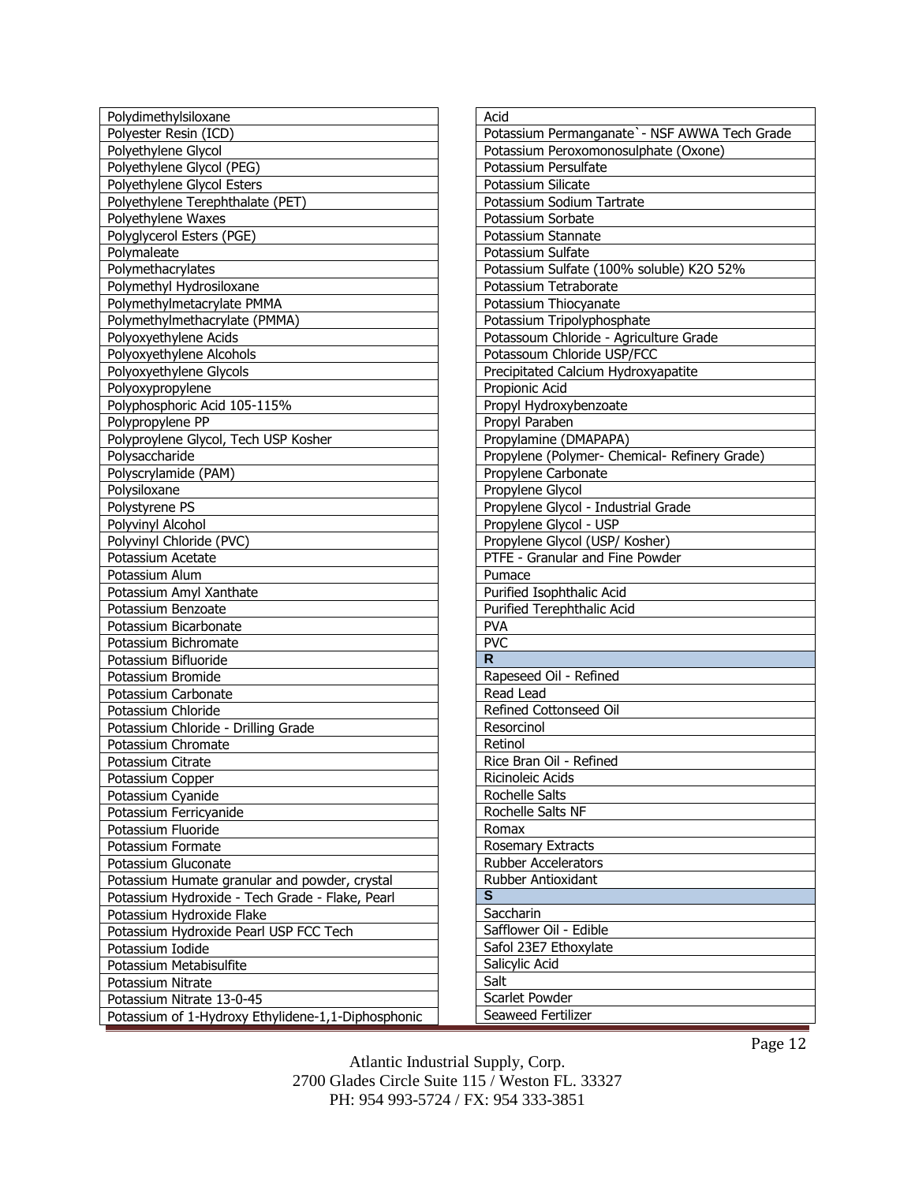| |
|---|
| Polydimethylsiloxane |
| Polyester Resin (ICD) |
| Polyethylene Glycol |
| Polyethylene Glycol (PEG) |
| Polyethylene Glycol Esters |
| Polyethylene Terephthalate (PET) |
| Polyethylene Waxes |
| Polyglycerol Esters (PGE) |
| Polymaleate |
| Polymethacrylates |
| Polymethyl Hydrosiloxane |
| Polymethylmetacrylate PMMA |
| Polymethylmethacrylate (PMMA) |
| Polyoxyethylene Acids |
| Polyoxyethylene Alcohols |
| Polyoxyethylene Glycols |
| Polyoxypropylene |
| Polyphosphoric Acid 105-115% |
| Polypropylene PP |
| Polyproylene Glycol, Tech USP Kosher |
| Polysaccharide |
| Polyscrylamide (PAM) |
| Polysiloxane |
| Polystyrene PS |
| Polyvinyl Alcohol |
| Polyvinyl Chloride (PVC) |
| Potassium Acetate |
| Potassium Alum |
| Potassium Amyl Xanthate |
| Potassium Benzoate |
| Potassium Bicarbonate |
| Potassium Bichromate |
| Potassium Bifluoride |
| Potassium Bromide |
| Potassium Carbonate |
| Potassium Chloride |
| Potassium Chloride - Drilling Grade |
| Potassium Chromate |
| Potassium Citrate |
| Potassium Copper |
| Potassium Cyanide |
| Potassium Ferricyanide |
| Potassium Fluoride |
| Potassium Formate |
| Potassium Gluconate |
| Potassium Humate granular and powder, crystal |
| Potassium Hydroxide - Tech Grade - Flake, Pearl |
| Potassium Hydroxide Flake |
| Potassium Hydroxide Pearl USP FCC Tech |
| Potassium Iodide |
| Potassium Metabisulfite |
| Potassium Nitrate |
| Potassium Nitrate 13-0-45 |
| Potassium of 1-Hydroxy Ethylidene-1,1-Diphosphonic Acid |
| Potassium Permanganate`- NSF AWWA Tech Grade |
| Potassium Peroxomonosulphate (Oxone) |
| Potassium Persulfate |
| Potassium Silicate |
| Potassium Sodium Tartrate |
| Potassium Sorbate |
| Potassium Stannate |
| Potassium Sulfate |
| Potassium Sulfate (100% soluble) K2O 52% |
| Potassium Tetraborate |
| Potassium Thiocyanate |
| Potassium Tripolyphosphate |
| Potassoum Chloride - Agriculture Grade |
| Potassoum Chloride USP/FCC |
| Precipitated Calcium Hydroxyapatite |
| Propionic Acid |
| Propyl Hydroxybenzoate |
| Propyl Paraben |
| Propylamine (DMAPAPA) |
| Propylene (Polymer- Chemical- Refinery Grade) |
| Propylene Carbonate |
| Propylene Glycol |
| Propylene Glycol - Industrial Grade |
| Propylene Glycol - USP |
| Propylene Glycol (USP/ Kosher) |
| PTFE - Granular and Fine Powder |
| Pumace |
| Purified Isophthalic Acid |
| Purified Terephthalic Acid |
| PVA |
| PVC |
| **R** |
| Rapeseed Oil - Refined |
| Read Lead |
| Refined Cottonseed Oil |
| Resorcinol |
| Retinol |
| Rice Bran Oil - Refined |
| Ricinoleic Acids |
| Rochelle Salts |
| Rochelle Salts NF |
| Romax |
| Rosemary Extracts |
| Rubber Accelerators |
| Rubber Antioxidant |
| **S** |
| Saccharin |
| Safflower Oil - Edible |
| Safol 23E7 Ethoxylate |
| Salicylic Acid |
| Salt |
| Scarlet Powder |
| Seaweed Fertilizer |

Atlantic Industrial Supply, Corp.
2700 Glades Circle Suite 115 / Weston FL. 33327
PH: 954 993-5724 / FX: 954 333-3851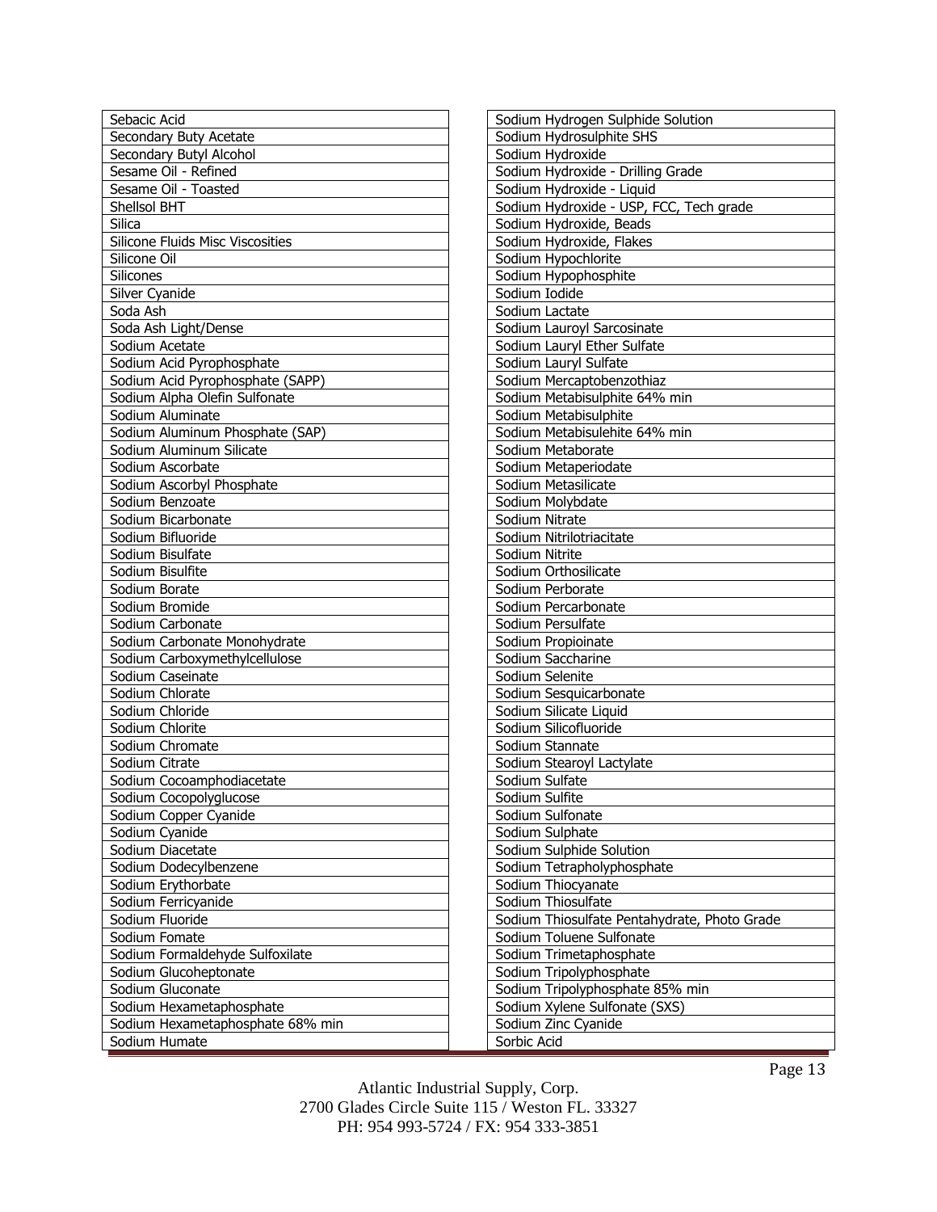| |
|---|
| Sebacic Acid |
| Secondary Buty Acetate |
| Secondary Butyl Alcohol |
| Sesame Oil - Refined |
| Sesame Oil - Toasted |
| Shellsol BHT |
| Silica |
| Silicone Fluids Misc Viscosities |
| Silicone Oil |
| Silicones |
| Silver Cyanide |
| Soda Ash |
| Soda Ash Light/Dense |
| Sodium Acetate |
| Sodium Acid Pyrophosphate |
| Sodium Acid Pyrophosphate (SAPP) |
| Sodium Alpha Olefin Sulfonate |
| Sodium Aluminate |
| Sodium Aluminum Phosphate (SAP) |
| Sodium Aluminum Silicate |
| Sodium Ascorbate |
| Sodium Ascorbyl Phosphate |
| Sodium Benzoate |
| Sodium Bicarbonate |
| Sodium Bifluoride |
| Sodium Bisulfate |
| Sodium Bisulfite |
| Sodium Borate |
| Sodium Bromide |
| Sodium Carbonate |
| Sodium Carbonate Monohydrate |
| Sodium Carboxymethylcellulose |
| Sodium Caseinate |
| Sodium Chlorate |
| Sodium Chloride |
| Sodium Chlorite |
| Sodium Chromate |
| Sodium Citrate |
| Sodium Cocoamphodiacetate |
| Sodium Cocopolyglucose |
| Sodium Copper Cyanide |
| Sodium Cyanide |
| Sodium Diacetate |
| Sodium Dodecylbenzene |
| Sodium Erythorbate |
| Sodium Ferricyanide |
| Sodium Fluoride |
| Sodium Fomate |
| Sodium Formaldehyde Sulfoxilate |
| Sodium Glucoheptonate |
| Sodium Gluconate |
| Sodium Hexametaphosphate |
| Sodium Hexametaphosphate 68% min |
| Sodium Humate |

| |
|---|
| Sodium Hydrogen Sulphide Solution |
| Sodium Hydrosulphite SHS |
| Sodium Hydroxide |
| Sodium Hydroxide - Drilling Grade |
| Sodium Hydroxide - Liquid |
| Sodium Hydroxide - USP, FCC, Tech grade |
| Sodium Hydroxide, Beads |
| Sodium Hydroxide, Flakes |
| Sodium Hypochlorite |
| Sodium Hypophosphite |
| Sodium Iodide |
| Sodium Lactate |
| Sodium Lauroyl Sarcosinate |
| Sodium Lauryl Ether Sulfate |
| Sodium Lauryl Sulfate |
| Sodium Mercaptobenzothiaz |
| Sodium Metabisulphite 64% min |
| Sodium Metabisulphite |
| Sodium Metabisulehite 64% min |
| Sodium Metaborate |
| Sodium Metaperiodate |
| Sodium Metasilicate |
| Sodium Molybdate |
| Sodium Nitrate |
| Sodium Nitrilotriacitate |
| Sodium Nitrite |
| Sodium Orthosilicate |
| Sodium Perborate |
| Sodium Percarbonate |
| Sodium Persulfate |
| Sodium Propioinate |
| Sodium Saccharine |
| Sodium Selenite |
| Sodium Sesquicarbonate |
| Sodium Silicate Liquid |
| Sodium Silicofluoride |
| Sodium Stannate |
| Sodium Stearoyl Lactylate |
| Sodium Sulfate |
| Sodium Sulfite |
| Sodium Sulfonate |
| Sodium Sulphate |
| Sodium Sulphide Solution |
| Sodium Tetrapholyphosphate |
| Sodium Thiocyanate |
| Sodium Thiosulfate |
| Sodium Thiosulfate Pentahydrate, Photo Grade |
| Sodium Toluene Sulfonate |
| Sodium Trimetaphosphate |
| Sodium Tripolyphosphate |
| Sodium Tripolyphosphate 85% min |
| Sodium Xylene Sulfonate (SXS) |
| Sodium Zinc Cyanide |
| Sorbic Acid |

Atlantic Industrial Supply, Corp.
2700 Glades Circle Suite 115 / Weston FL. 33327
PH: 954 993-5724 / FX: 954 333-3851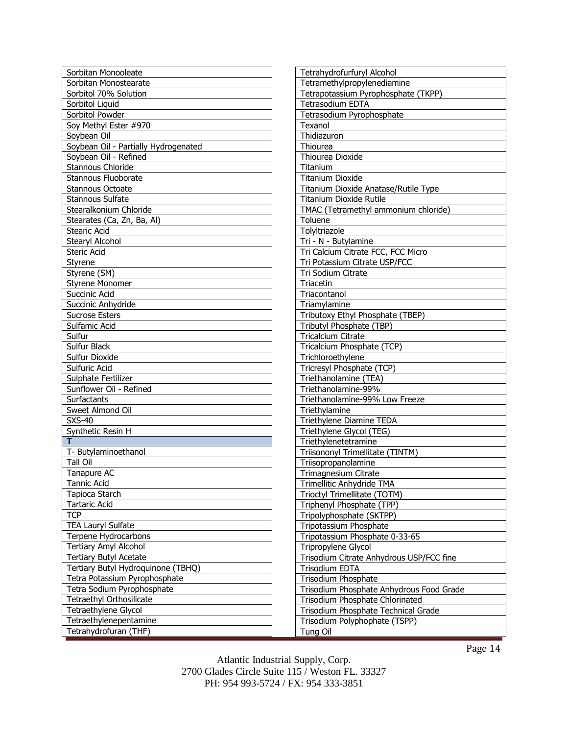| |
|---|
| Sorbitan Monooleate |
| Sorbitan Monostearate |
| Sorbitol 70% Solution |
| Sorbitol Liquid |
| Sorbitol Powder |
| Soy Methyl Ester #970 |
| Soybean Oil |
| Soybean Oil - Partially Hydrogenated |
| Soybean Oil - Refined |
| Stannous Chloride |
| Stannous Fluoborate |
| Stannous Octoate |
| Stannous Sulfate |
| Stearalkonium Chloride |
| Stearates (Ca, Zn, Ba, Al) |
| Stearic Acid |
| Stearyl Alcohol |
| Steric Acid |
| Styrene |
| Styrene (SM) |
| Styrene Monomer |
| Succinic Acid |
| Succinic Anhydride |
| Sucrose Esters |
| Sulfamic Acid |
| Sulfur |
| Sulfur Black |
| Sulfur Dioxide |
| Sulfuric Acid |
| Sulphate Fertilizer |
| Sunflower Oil - Refined |
| Surfactants |
| Sweet Almond Oil |
| SXS-40 |
| Synthetic Resin H |
| **T** |
| T- Butylaminoethanol |
| Tall Oil |
| Tanapure AC |
| Tannic Acid |
| Tapioca Starch |
| Tartaric Acid |
| TCP |
| TEA Lauryl Sulfate |
| Terpene Hydrocarbons |
| Tertiary Amyl Alcohol |
| Tertiary Butyl Acetate |
| Tertiary Butyl Hydroquinone (TBHQ) |
| Tetra Potassium Pyrophosphate |
| Tetra Sodium Pyrophosphate |
| Tetraethyl Orthosilicate |
| Tetraethylene Glycol |
| Tetraethylenepentamine |
| Tetrahydrofuran (THF) |

| |
|---|
| Tetrahydrofurfuryl Alcohol |
| Tetramethylpropylenediamine |
| Tetrapotassium Pyrophosphate (TKPP) |
| Tetrasodium EDTA |
| Tetrasodium Pyrophosphate |
| Texanol |
| Thidiazuron |
| Thiourea |
| Thiourea Dioxide |
| Titanium |
| Titanium Dioxide |
| Titanium Dioxide Anatase/Rutile Type |
| Titanium Dioxide Rutile |
| TMAC (Tetramethyl ammonium chloride) |
| Toluene |
| Tolyltriazole |
| Tri - N - Butylamine |
| Tri Calcium Citrate FCC, FCC Micro |
| Tri Potassium Citrate USP/FCC |
| Tri Sodium Citrate |
| Triacetin |
| Triacontanol |
| Triamylamine |
| Tributoxy Ethyl Phosphate (TBEP) |
| Tributyl Phosphate (TBP) |
| Tricalcium Citrate |
| Tricalcium Phosphate (TCP) |
| Trichloroethylene |
| Tricresyl Phosphate (TCP) |
| Triethanolamine (TEA) |
| Triethanolamine-99% |
| Triethanolamine-99% Low Freeze |
| Triethylamine |
| Triethylene Diamine TEDA |
| Triethylene Glycol (TEG) |
| Triethylenetetramine |
| Triisononyl Trimellitate (TINTM) |
| Triisopropanolamine |
| Trimagnesium Citrate |
| Trimellitic Anhydride TMA |
| Trioctyl Trimellitate (TOTM) |
| Triphenyl Phosphate (TPP) |
| Tripolyphosphate (SKTPP) |
| Tripotassium Phosphate |
| Tripotassium Phosphate 0-33-65 |
| Tripropylene Glycol |
| Trisodium Citrate Anhydrous USP/FCC fine |
| Trisodium EDTA |
| Trisodium Phosphate |
| Trisodium Phosphate Anhydrous Food Grade |
| Trisodium Phosphate Chlorinated |
| Trisodium Phosphate Technical Grade |
| Trisodium Polyphophate (TSPP) |
| Tung Oil |

Atlantic Industrial Supply, Corp.
2700 Glades Circle Suite 115 / Weston FL. 33327
PH: 954 993-5724 / FX: 954 333-3851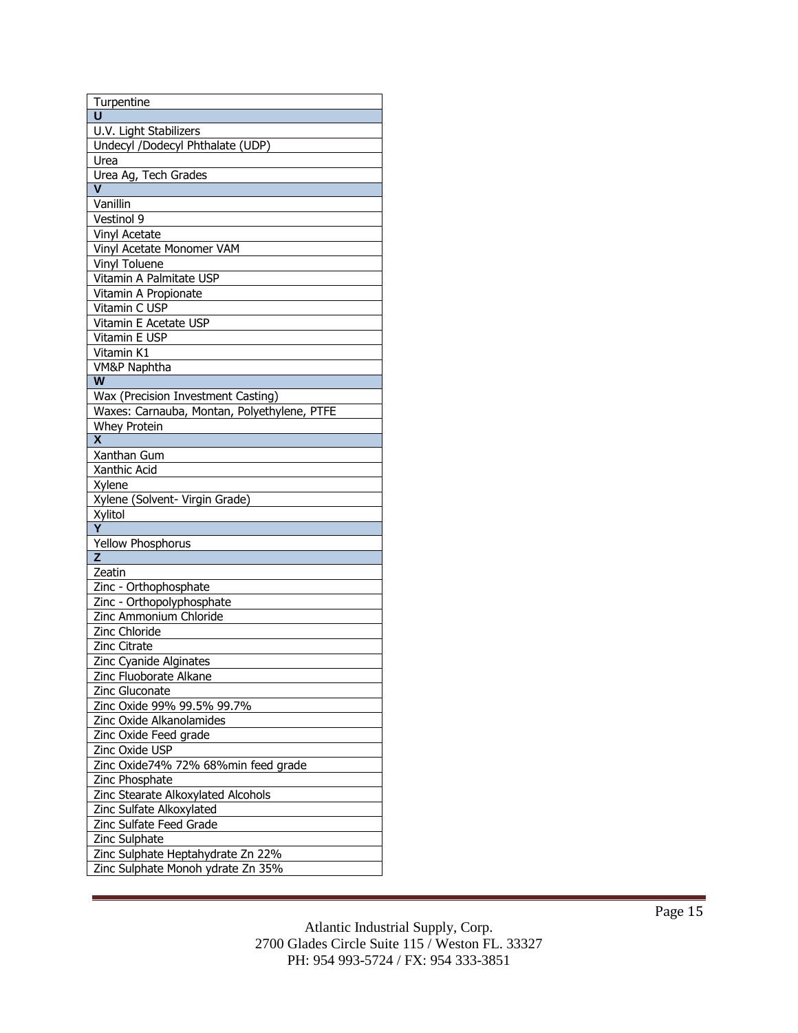| |
|---|
| Turpentine |
| **U** |
| U.V. Light Stabilizers |
| Undecyl /Dodecyl Phthalate (UDP) |
| Urea |
| Urea Ag, Tech Grades |
| **V** |
| Vanillin |
| Vestinol 9 |
| Vinyl Acetate |
| Vinyl Acetate Monomer VAM |
| Vinyl Toluene |
| Vitamin A Palmitate USP |
| Vitamin A Propionate |
| Vitamin C USP |
| Vitamin E Acetate USP |
| Vitamin E USP |
| Vitamin K1 |
| VM&P Naphtha |
| **W** |
| Wax (Precision Investment Casting) |
| Waxes: Carnauba, Montan, Polyethylene, PTFE |
| Whey Protein |
| **X** |
| Xanthan Gum |
| Xanthic Acid |
| Xylene |
| Xylene (Solvent- Virgin Grade) |
| Xylitol |
| **Y** |
| Yellow Phosphorus |
| **Z** |
| Zeatin |
| Zinc - Orthophosphate |
| Zinc - Orthopolyphosphate |
| Zinc Ammonium Chloride |
| Zinc Chloride |
| Zinc Citrate |
| Zinc Cyanide Alginates |
| Zinc Fluoborate Alkane |
| Zinc Gluconate |
| Zinc Oxide 99% 99.5% 99.7% |
| Zinc Oxide Alkanolamides |
| Zinc Oxide Feed grade |
| Zinc Oxide USP |
| Zinc Oxide74% 72% 68%min feed grade |
| Zinc Phosphate |
| Zinc Stearate Alkoxylated Alcohols |
| Zinc Sulfate Alkoxylated |
| Zinc Sulfate Feed Grade |
| Zinc Sulphate |
| Zinc Sulphate Heptahydrate Zn 22% |
| Zinc Sulphate Monoh ydrate Zn 35% |

Atlantic Industrial Supply, Corp.
2700 Glades Circle Suite 115 / Weston FL. 33327
PH: 954 993-5724 / FX: 954 333-3851